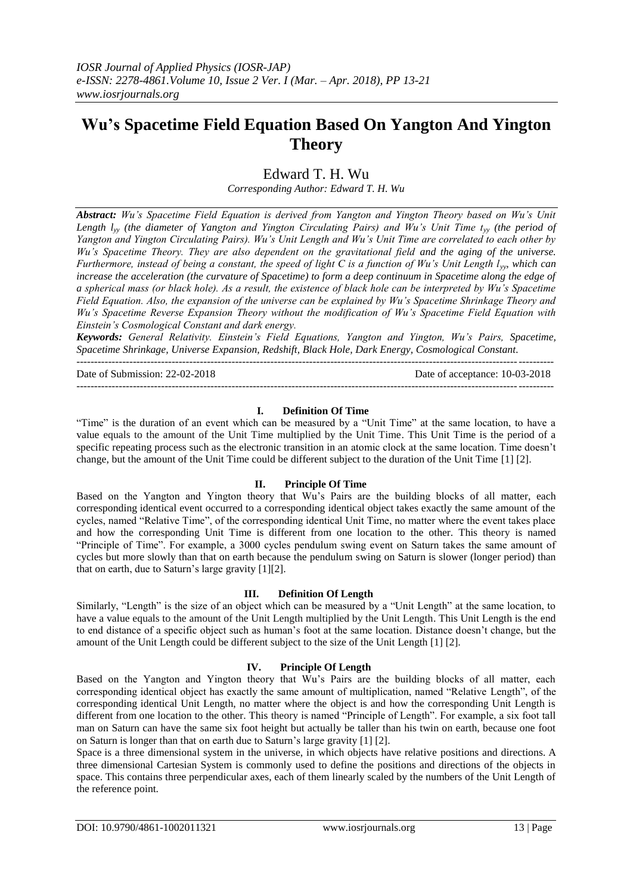# Wu's Spacetime Field Equation Based On Yangton And Yington Theory

Edward T. H. Wu

*Corresponding Author: Edward T. H. Wu*

***Abstract:*** *Wu's Spacetime Field Equation is derived from Yangton and Yington Theory based on Wu's Unit Length $l_{yy}$ (the diameter of Yangton and Yington Circulating Pairs) and Wu's Unit Time $t_{yy}$ (the period of Yangton and Yington Circulating Pairs). Wu's Unit Length and Wu's Unit Time are correlated to each other by Wu's Spacetime Theory. They are also dependent on the gravitational field and the aging of the universe. Furthermore, instead of being a constant, the speed of light C is a function of Wu's Unit Length $l_{yy}$, which can increase the acceleration (the curvature of Spacetime) to form a deep continuum in Spacetime along the edge of a spherical mass (or black hole). As a result, the existence of black hole can be interpreted by Wu's Spacetime Field Equation. Also, the expansion of the universe can be explained by Wu's Spacetime Shrinkage Theory and Wu's Spacetime Reverse Expansion Theory without the modification of Wu's Spacetime Field Equation with Einstein's Cosmological Constant and dark energy.*

***Keywords:*** *General Relativity. Einstein's Field Equations, Yangton and Yington, Wu's Pairs, Spacetime, Spacetime Shrinkage, Universe Expansion, Redshift, Black Hole, Dark Energy, Cosmological Constant.*

---

Date of Submission: 22-02-2018 &emsp;&emsp;&emsp;&emsp; Date of acceptance: 10-03-2018

---

## I. Definition Of Time

"Time" is the duration of an event which can be measured by a "Unit Time" at the same location, to have a value equals to the amount of the Unit Time multiplied by the Unit Time. This Unit Time is the period of a specific repeating process such as the electronic transition in an atomic clock at the same location. Time doesn't change, but the amount of the Unit Time could be different subject to the duration of the Unit Time [1] [2].

## II. Principle Of Time

Based on the Yangton and Yington theory that Wu's Pairs are the building blocks of all matter, each corresponding identical event occurred to a corresponding identical object takes exactly the same amount of the cycles, named "Relative Time", of the corresponding identical Unit Time, no matter where the event takes place and how the corresponding Unit Time is different from one location to the other. This theory is named "Principle of Time". For example, a 3000 cycles pendulum swing event on Saturn takes the same amount of cycles but more slowly than that on earth because the pendulum swing on Saturn is slower (longer period) than that on earth, due to Saturn's large gravity [1][2].

## III. Definition Of Length

Similarly, "Length" is the size of an object which can be measured by a "Unit Length" at the same location, to have a value equals to the amount of the Unit Length multiplied by the Unit Length. This Unit Length is the end to end distance of a specific object such as human's foot at the same location. Distance doesn't change, but the amount of the Unit Length could be different subject to the size of the Unit Length [1] [2].

## IV. Principle Of Length

Based on the Yangton and Yington theory that Wu's Pairs are the building blocks of all matter, each corresponding identical object has exactly the same amount of multiplication, named "Relative Length", of the corresponding identical Unit Length, no matter where the object is and how the corresponding Unit Length is different from one location to the other. This theory is named "Principle of Length". For example, a six foot tall man on Saturn can have the same six foot height but actually be taller than his twin on earth, because one foot on Saturn is longer than that on earth due to Saturn's large gravity [1] [2].

Space is a three dimensional system in the universe, in which objects have relative positions and directions. A three dimensional Cartesian System is commonly used to define the positions and directions of the objects in space. This contains three perpendicular axes, each of them linearly scaled by the numbers of the Unit Length of the reference point.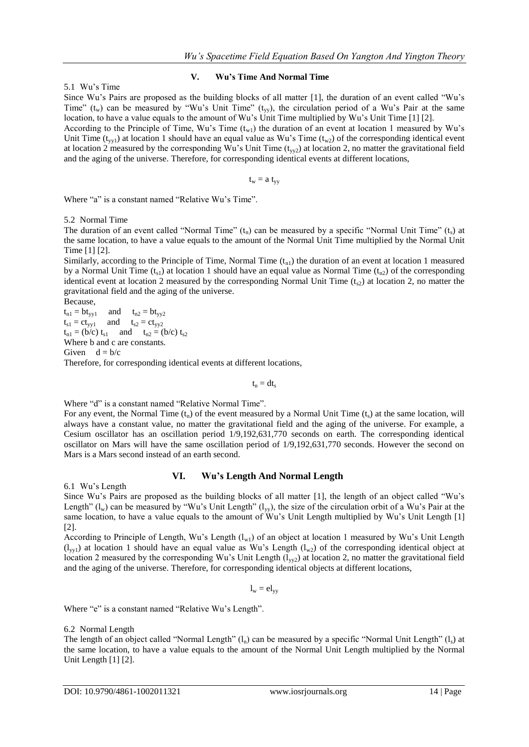## V. Wu's Time And Normal Time

### 5.1 Wu's Time

Since Wu's Pairs are proposed as the building blocks of all matter [1], the duration of an event called "Wu's Time" ($t_w$) can be measured by "Wu's Unit Time" ($t_{yy}$), the circulation period of a Wu's Pair at the same location, to have a value equals to the amount of Wu's Unit Time multiplied by Wu's Unit Time [1] [2].

According to the Principle of Time, Wu's Time ($t_{w1}$) the duration of an event at location 1 measured by Wu's Unit Time ($t_{yy1}$) at location 1 should have an equal value as Wu's Time ($t_{w2}$) of the corresponding identical event at location 2 measured by the corresponding Wu's Unit Time ($t_{yy2}$) at location 2, no matter the gravitational field and the aging of the universe. Therefore, for corresponding identical events at different locations,

$$t_w = a\, t_{yy}$$

Where "a" is a constant named "Relative Wu's Time".

### 5.2 Normal Time

The duration of an event called "Normal Time" ($t_n$) can be measured by a specific "Normal Unit Time" ($t_s$) at the same location, to have a value equals to the amount of the Normal Unit Time multiplied by the Normal Unit Time [1] [2].

Similarly, according to the Principle of Time, Normal Time ($t_{n1}$) the duration of an event at location 1 measured by a Normal Unit Time ($t_{s1}$) at location 1 should have an equal value as Normal Time ($t_{n2}$) of the corresponding identical event at location 2 measured by the corresponding Normal Unit Time ($t_{s2}$) at location 2, no matter the gravitational field and the aging of the universe.

Because,

$t_{n1} = bt_{yy1}$ and $t_{n2} = bt_{yy2}$

$t_{s1} = ct_{yy1}$ and $t_{s2} = ct_{yy2}$

$t_{n1} = (b/c)\, t_{s1}$ and $t_{n2} = (b/c)\, t_{s2}$

Where b and c are constants.

Given $d = b/c$

Therefore, for corresponding identical events at different locations,

$$t_n = dt_s$$

Where "d" is a constant named "Relative Normal Time".

For any event, the Normal Time ($t_n$) of the event measured by a Normal Unit Time ($t_s$) at the same location, will always have a constant value, no matter the gravitational field and the aging of the universe. For example, a Cesium oscillator has an oscillation period 1/9,192,631,770 seconds on earth. The corresponding identical oscillator on Mars will have the same oscillation period of 1/9,192,631,770 seconds. However the second on Mars is a Mars second instead of an earth second.

## VI. Wu's Length And Normal Length

### 6.1 Wu's Length

Since Wu's Pairs are proposed as the building blocks of all matter [1], the length of an object called "Wu's Length" ($l_w$) can be measured by "Wu's Unit Length" ($l_{yy}$), the size of the circulation orbit of a Wu's Pair at the same location, to have a value equals to the amount of Wu's Unit Length multiplied by Wu's Unit Length [1] [2].

According to Principle of Length, Wu's Length ($l_{w1}$) of an object at location 1 measured by Wu's Unit Length ($l_{yy1}$) at location 1 should have an equal value as Wu's Length ($l_{w2}$) of the corresponding identical object at location 2 measured by the corresponding Wu's Unit Length ($l_{yy2}$) at location 2, no matter the gravitational field and the aging of the universe. Therefore, for corresponding identical objects at different locations,

$$l_w = el_{yy}$$

Where "e" is a constant named "Relative Wu's Length".

### 6.2 Normal Length

The length of an object called "Normal Length" ($l_n$) can be measured by a specific "Normal Unit Length" ($l_s$) at the same location, to have a value equals to the amount of the Normal Unit Length multiplied by the Normal Unit Length [1] [2].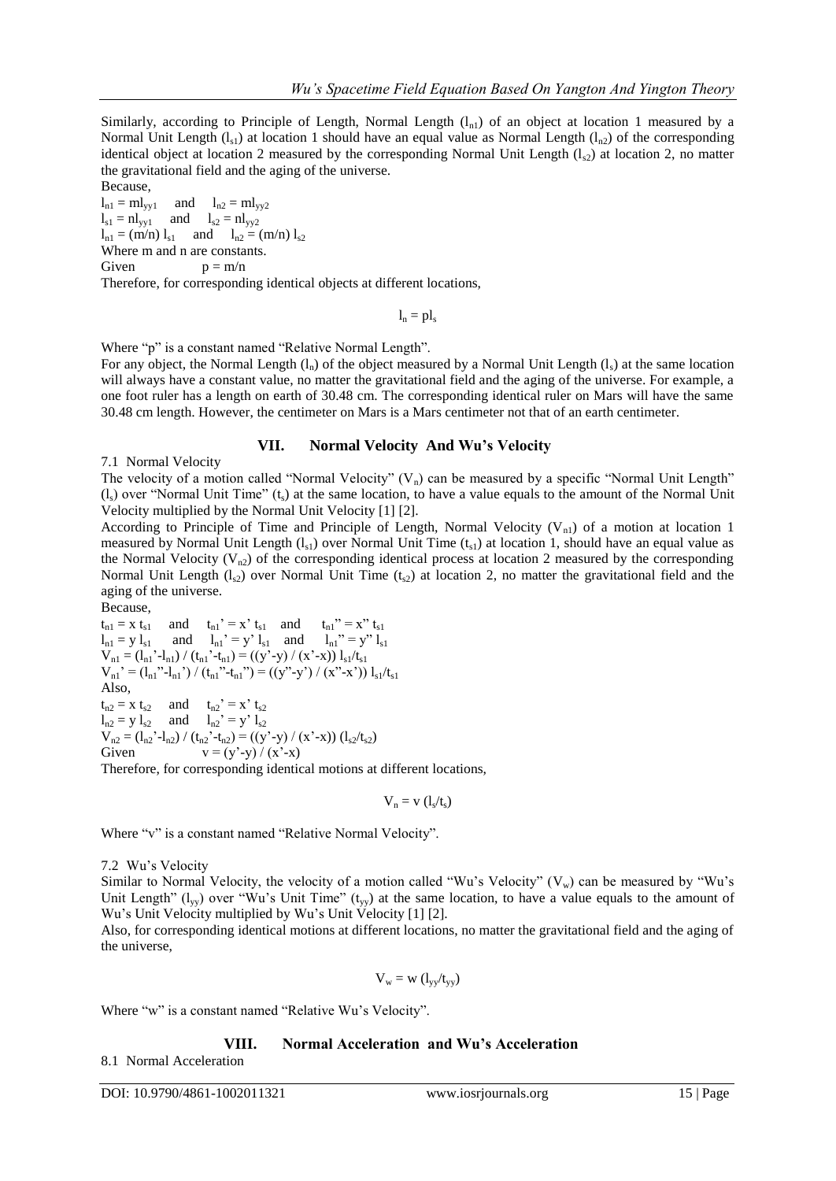Similarly, according to Principle of Length, Normal Length ($l_{n1}$) of an object at location 1 measured by a Normal Unit Length ($l_{s1}$) at location 1 should have an equal value as Normal Length ($l_{n2}$) of the corresponding identical object at location 2 measured by the corresponding Normal Unit Length ($l_{s2}$) at location 2, no matter the gravitational field and the aging of the universe.

Because,

$l_{n1} = ml_{yy1}$ and $l_{n2} = ml_{yy2}$

$l_{s1} = nl_{yy1}$ and $l_{s2} = nl_{yy2}$

$l_{n1} = (m/n)\, l_{s1}$ and $l_{n2} = (m/n)\, l_{s2}$

Where m and n are constants.

Given $p = m/n$

Therefore, for corresponding identical objects at different locations,

$$l_n = pl_s$$

Where "p" is a constant named "Relative Normal Length".

For any object, the Normal Length ($l_n$) of the object measured by a Normal Unit Length ($l_s$) at the same location will always have a constant value, no matter the gravitational field and the aging of the universe. For example, a one foot ruler has a length on earth of 30.48 cm. The corresponding identical ruler on Mars will have the same 30.48 cm length. However, the centimeter on Mars is a Mars centimeter not that of an earth centimeter.

## VII. Normal Velocity And Wu's Velocity

### 7.1 Normal Velocity

The velocity of a motion called "Normal Velocity" ($V_n$) can be measured by a specific "Normal Unit Length" ($l_s$) over "Normal Unit Time" ($t_s$) at the same location, to have a value equals to the amount of the Normal Unit Velocity multiplied by the Normal Unit Velocity [1] [2].

According to Principle of Time and Principle of Length, Normal Velocity ($V_{n1}$) of a motion at location 1 measured by Normal Unit Length ($l_{s1}$) over Normal Unit Time ($t_{s1}$) at location 1, should have an equal value as the Normal Velocity ($V_{n2}$) of the corresponding identical process at location 2 measured by the corresponding Normal Unit Length ($l_{s2}$) over Normal Unit Time ($t_{s2}$) at location 2, no matter the gravitational field and the aging of the universe.

Because,

$t_{n1} = x\, t_{s1}$ and $t_{n1}' = x'\, t_{s1}$ and $t_{n1}'' = x''\, t_{s1}$

$l_{n1} = y\, l_{s1}$ and $l_{n1}' = y'\, l_{s1}$ and $l_{n1}'' = y''\, l_{s1}$

$V_{n1} = (l_{n1}'-l_{n1}) / (t_{n1}'-t_{n1}) = ((y'-y) / (x'-x))\, l_{s1}/t_{s1}$

$V_{n1}' = (l_{n1}''-l_{n1}') / (t_{n1}''-t_{n1}'') = ((y''-y') / (x''-x'))\, l_{s1}/t_{s1}$

Also,

$t_{n2} = x\, t_{s2}$ and $t_{n2}' = x'\, t_{s2}$

$l_{n2} = y\, l_{s2}$ and $l_{n2}' = y'\, l_{s2}$

$V_{n2} = (l_{n2}'-l_{n2}) / (t_{n2}'-t_{n2}) = ((y'-y) / (x'-x))\, (l_{s2}/t_{s2})$

Given $v = (y'-y) / (x'-x)$

Therefore, for corresponding identical motions at different locations,

$$V_n = v\, (l_s/t_s)$$

Where "v" is a constant named "Relative Normal Velocity".

### 7.2 Wu's Velocity

Similar to Normal Velocity, the velocity of a motion called "Wu's Velocity" ($V_w$) can be measured by "Wu's Unit Length" ($l_{yy}$) over "Wu's Unit Time" ($t_{yy}$) at the same location, to have a value equals to the amount of Wu's Unit Velocity multiplied by Wu's Unit Velocity [1] [2].

Also, for corresponding identical motions at different locations, no matter the gravitational field and the aging of the universe,

$$V_w = w\, (l_{yy}/t_{yy})$$

Where "w" is a constant named "Relative Wu's Velocity".

## VIII. Normal Acceleration and Wu's Acceleration

### 8.1 Normal Acceleration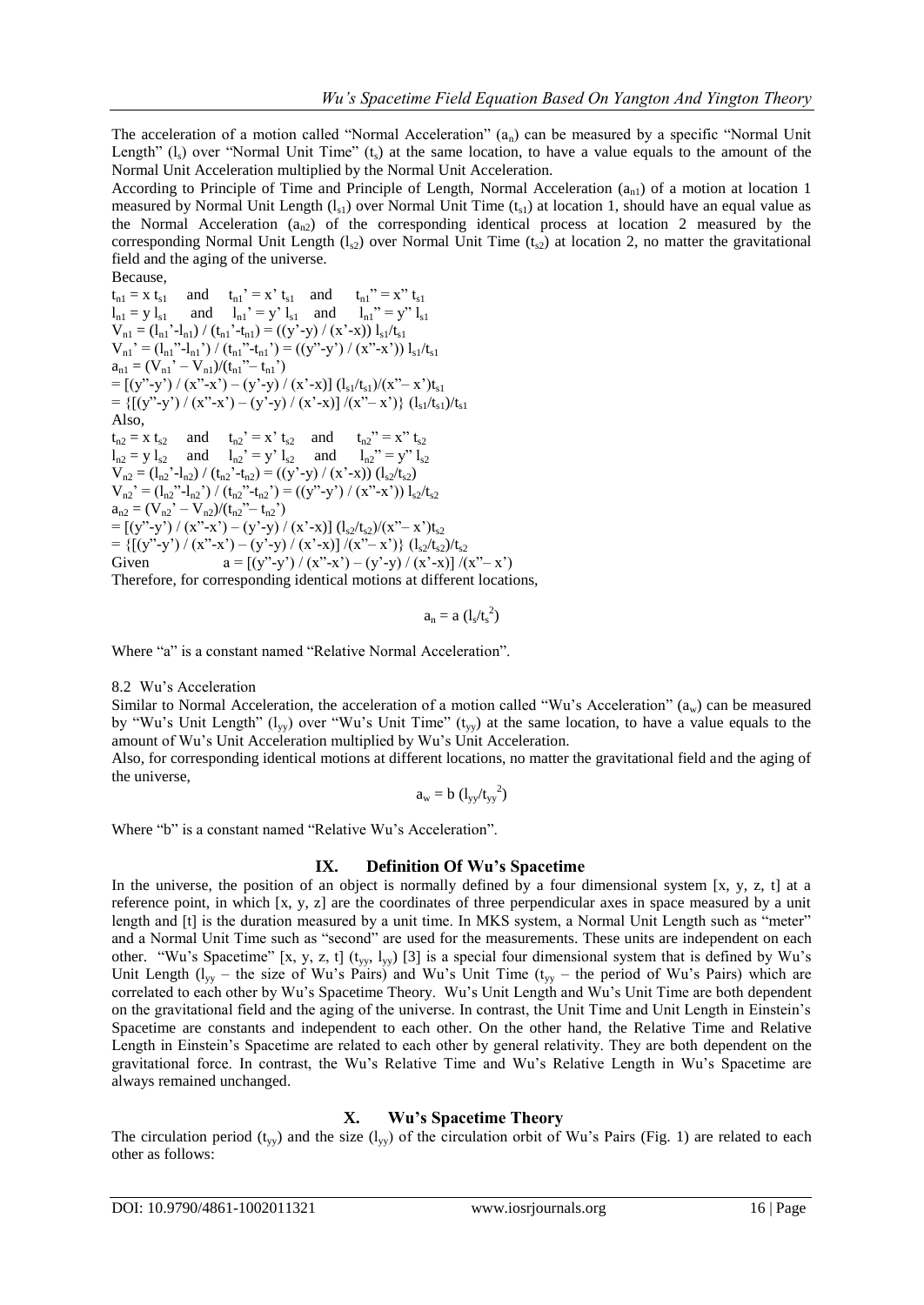The acceleration of a motion called "Normal Acceleration" ($a_n$) can be measured by a specific "Normal Unit Length" ($l_s$) over "Normal Unit Time" ($t_s$) at the same location, to have a value equals to the amount of the Normal Unit Acceleration multiplied by the Normal Unit Acceleration.

According to Principle of Time and Principle of Length, Normal Acceleration ($a_{n1}$) of a motion at location 1 measured by Normal Unit Length ($l_{s1}$) over Normal Unit Time ($t_{s1}$) at location 1, should have an equal value as the Normal Acceleration ($a_{n2}$) of the corresponding identical process at location 2 measured by the corresponding Normal Unit Length ($l_{s2}$) over Normal Unit Time ($t_{s2}$) at location 2, no matter the gravitational field and the aging of the universe.

Because,

$t_{n1} = x\, t_{s1}$ and $t_{n1}' = x'\, t_{s1}$ and $t_{n1}'' = x''\, t_{s1}$

$l_{n1} = y\, l_{s1}$ and $l_{n1}' = y'\, l_{s1}$ and $l_{n1}'' = y''\, l_{s1}$

$V_{n1} = (l_{n1}'-l_{n1}) / (t_{n1}'-t_{n1}) = ((y'-y) / (x'-x))\, l_{s1}/t_{s1}$

$V_{n1}' = (l_{n1}''-l_{n1}') / (t_{n1}''-t_{n1}') = ((y''-y') / (x''-x'))\, l_{s1}/t_{s1}$

$a_{n1} = (V_{n1}' - V_{n1})/(t_{n1}''- t_{n1}')$

$= [(y''-y') / (x''-x') - (y'-y) / (x'-x)]\, (l_{s1}/t_{s1})/(x''- x')t_{s1}$

$= \{[(y''-y') / (x''-x') - (y'-y) / (x'-x)] /(x''- x')\}\, (l_{s1}/t_{s1})/t_{s1}$

Also,

$t_{n2} = x\, t_{s2}$ and $t_{n2}' = x'\, t_{s2}$ and $t_{n2}'' = x''\, t_{s2}$

$l_{n2} = y\, l_{s2}$ and $l_{n2}' = y'\, l_{s2}$ and $l_{n2}'' = y''\, l_{s2}$

$V_{n2} = (l_{n2}'-l_{n2}) / (t_{n2}'-t_{n2}) = ((y'-y) / (x'-x))\, (l_{s2}/t_{s2})$

$V_{n2}' = (l_{n2}''-l_{n2}') / (t_{n2}''-t_{n2}') = ((y''-y') / (x''-x'))\, l_{s2}/t_{s2}$

$a_{n2} = (V_{n2}' - V_{n2})/(t_{n2}''- t_{n2}')$

$= [(y''-y') / (x''-x') - (y'-y) / (x'-x)]\, (l_{s2}/t_{s2})/(x''- x')t_{s2}$

$= \{[(y''-y') / (x''-x') - (y'-y) / (x'-x)] /(x''- x')\}\, (l_{s2}/t_{s2})/t_{s2}$

Given $a = [(y''-y') / (x''-x') - (y'-y) / (x'-x)] /(x''- x')$

Therefore, for corresponding identical motions at different locations,

$$a_n = a\, (l_s/t_s^2)$$

Where "a" is a constant named "Relative Normal Acceleration".

### 8.2 Wu's Acceleration

Similar to Normal Acceleration, the acceleration of a motion called "Wu's Acceleration" ($a_w$) can be measured by "Wu's Unit Length" ($l_{yy}$) over "Wu's Unit Time" ($t_{yy}$) at the same location, to have a value equals to the amount of Wu's Unit Acceleration multiplied by Wu's Unit Acceleration.

Also, for corresponding identical motions at different locations, no matter the gravitational field and the aging of the universe,

$$a_w = b\, (l_{yy}/t_{yy}^2)$$

Where "b" is a constant named "Relative Wu's Acceleration".

## IX. Definition Of Wu's Spacetime

In the universe, the position of an object is normally defined by a four dimensional system [x, y, z, t] at a reference point, in which [x, y, z] are the coordinates of three perpendicular axes in space measured by a unit length and [t] is the duration measured by a unit time. In MKS system, a Normal Unit Length such as "meter" and a Normal Unit Time such as "second" are used for the measurements. These units are independent on each other. "Wu's Spacetime" [x, y, z, t] ($t_{yy}$, $l_{yy}$) [3] is a special four dimensional system that is defined by Wu's Unit Length ($l_{yy}$ – the size of Wu's Pairs) and Wu's Unit Time ($t_{yy}$ – the period of Wu's Pairs) which are correlated to each other by Wu's Spacetime Theory. Wu's Unit Length and Wu's Unit Time are both dependent on the gravitational field and the aging of the universe. In contrast, the Unit Time and Unit Length in Einstein's Spacetime are constants and independent to each other. On the other hand, the Relative Time and Relative Length in Einstein's Spacetime are related to each other by general relativity. They are both dependent on the gravitational force. In contrast, the Wu's Relative Time and Wu's Relative Length in Wu's Spacetime are always remained unchanged.

## X. Wu's Spacetime Theory

The circulation period ($t_{yy}$) and the size ($l_{yy}$) of the circulation orbit of Wu's Pairs (Fig. 1) are related to each other as follows: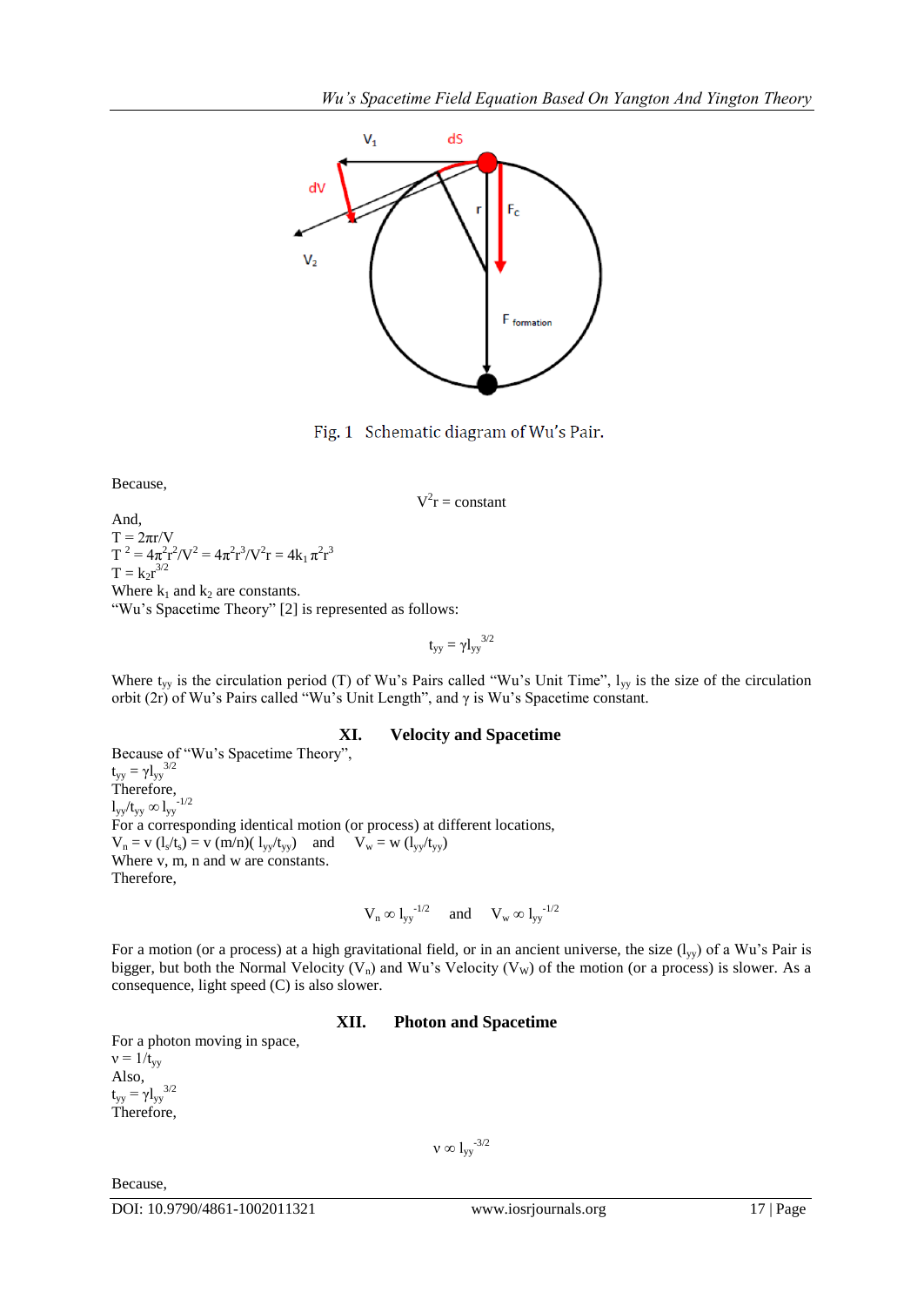Fig. 1 Schematic diagram of Wu's Pair.

Because,

$$V^2r = \text{constant}$$

And,

$T = 2\pi r/V$

$T^2 = 4\pi^2r^2/V^2 = 4\pi^2r^3/V^2r = 4k_1\pi^2r^3$

$T = k_2r^{3/2}$

Where $k_1$ and $k_2$ are constants.

"Wu's Spacetime Theory" [2] is represented as follows:

$$t_{yy} = \gamma l_{yy}^{3/2}$$

Where $t_{yy}$ is the circulation period (T) of Wu's Pairs called "Wu's Unit Time", $l_{yy}$ is the size of the circulation orbit (2r) of Wu's Pairs called "Wu's Unit Length", and $\gamma$ is Wu's Spacetime constant.

## XI. Velocity and Spacetime

Because of "Wu's Spacetime Theory",

$t_{yy} = \gamma l_{yy}^{3/2}$

Therefore,

$l_{yy}/t_{yy} \propto l_{yy}^{-1/2}$

For a corresponding identical motion (or process) at different locations,

$V_n = v\,(l_s/t_s) = v\,(m/n)(l_{yy}/t_{yy})$ and $V_w = w\,(l_{yy}/t_{yy})$

Where v, m, n and w are constants.

Therefore,

$$V_n \propto l_{yy}^{-1/2} \quad \text{and} \quad V_w \propto l_{yy}^{-1/2}$$

For a motion (or a process) at a high gravitational field, or in an ancient universe, the size ($l_{yy}$) of a Wu's Pair is bigger, but both the Normal Velocity ($V_n$) and Wu's Velocity ($V_W$) of the motion (or a process) is slower. As a consequence, light speed (C) is also slower.

## XII. Photon and Spacetime

For a photon moving in space,

$v = 1/t_{yy}$

Also,

$t_{yy} = \gamma l_{yy}^{3/2}$

Therefore,

$$v \propto l_{yy}^{-3/2}$$

Because,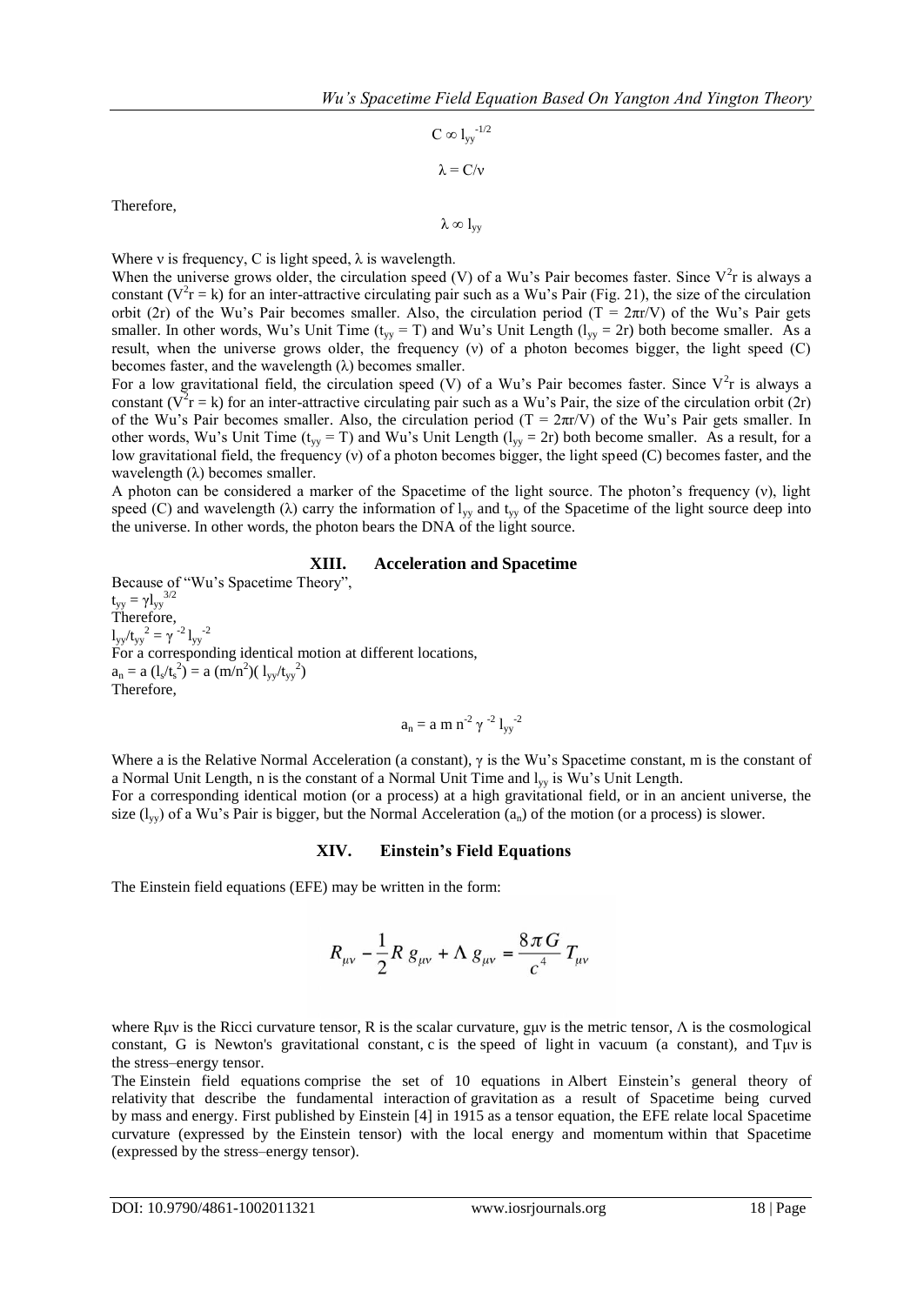$$C \propto l_{yy}^{-1/2}$$

$$\lambda = C/\nu$$

Therefore,

$$\lambda \propto l_{yy}$$

Where ν is frequency, C is light speed, λ is wavelength.

When the universe grows older, the circulation speed (V) of a Wu's Pair becomes faster. Since $V^2r$ is always a constant ($V^2r = k$) for an inter-attractive circulating pair such as a Wu's Pair (Fig. 21), the size of the circulation orbit (2r) of the Wu's Pair becomes smaller. Also, the circulation period ($T = 2\pi r/V$) of the Wu's Pair gets smaller. In other words, Wu's Unit Time ($t_{yy} = T$) and Wu's Unit Length ($l_{yy} = 2r$) both become smaller. As a result, when the universe grows older, the frequency (ν) of a photon becomes bigger, the light speed (C) becomes faster, and the wavelength (λ) becomes smaller.

For a low gravitational field, the circulation speed (V) of a Wu's Pair becomes faster. Since $V^2r$ is always a constant ($V^2r = k$) for an inter-attractive circulating pair such as a Wu's Pair, the size of the circulation orbit (2r) of the Wu's Pair becomes smaller. Also, the circulation period ($T = 2\pi r/V$) of the Wu's Pair gets smaller. In other words, Wu's Unit Time ($t_{yy} = T$) and Wu's Unit Length ($l_{yy} = 2r$) both become smaller. As a result, for a low gravitational field, the frequency (ν) of a photon becomes bigger, the light speed (C) becomes faster, and the wavelength (λ) becomes smaller.

A photon can be considered a marker of the Spacetime of the light source. The photon's frequency (ν), light speed (C) and wavelength (λ) carry the information of $l_{yy}$ and $t_{yy}$ of the Spacetime of the light source deep into the universe. In other words, the photon bears the DNA of the light source.

## XIII. Acceleration and Spacetime

Because of "Wu's Spacetime Theory",

$t_{yy} = \gamma l_{yy}^{3/2}$

Therefore,

$l_{yy}/t_{yy}^2 = \gamma^{-2} l_{yy}^{-2}$

For a corresponding identical motion at different locations,

$a_n = a\,(l_s/t_s^2) = a\,(m/n^2)(l_{yy}/t_{yy}^2)$

Therefore,

$$a_n = a\, m\, n^{-2}\, \gamma^{-2}\, l_{yy}^{-2}$$

Where a is the Relative Normal Acceleration (a constant), γ is the Wu's Spacetime constant, m is the constant of a Normal Unit Length, n is the constant of a Normal Unit Time and $l_{yy}$ is Wu's Unit Length.

For a corresponding identical motion (or a process) at a high gravitational field, or in an ancient universe, the size ($l_{yy}$) of a Wu's Pair is bigger, but the Normal Acceleration ($a_n$) of the motion (or a process) is slower.

## XIV. Einstein's Field Equations

The Einstein field equations (EFE) may be written in the form:

$$R_{\mu\nu} - \frac{1}{2} R\, g_{\mu\nu} + \Lambda\, g_{\mu\nu} = \frac{8\pi G}{c^4} T_{\mu\nu}$$

where Rμν is the Ricci curvature tensor, R is the scalar curvature, gμν is the metric tensor, Λ is the cosmological constant, G is Newton's gravitational constant, c is the speed of light in vacuum (a constant), and Tμν is the stress–energy tensor.

The Einstein field equations comprise the set of 10 equations in Albert Einstein's general theory of relativity that describe the fundamental interaction of gravitation as a result of Spacetime being curved by mass and energy. First published by Einstein [4] in 1915 as a tensor equation, the EFE relate local Spacetime curvature (expressed by the Einstein tensor) with the local energy and momentum within that Spacetime (expressed by the stress–energy tensor).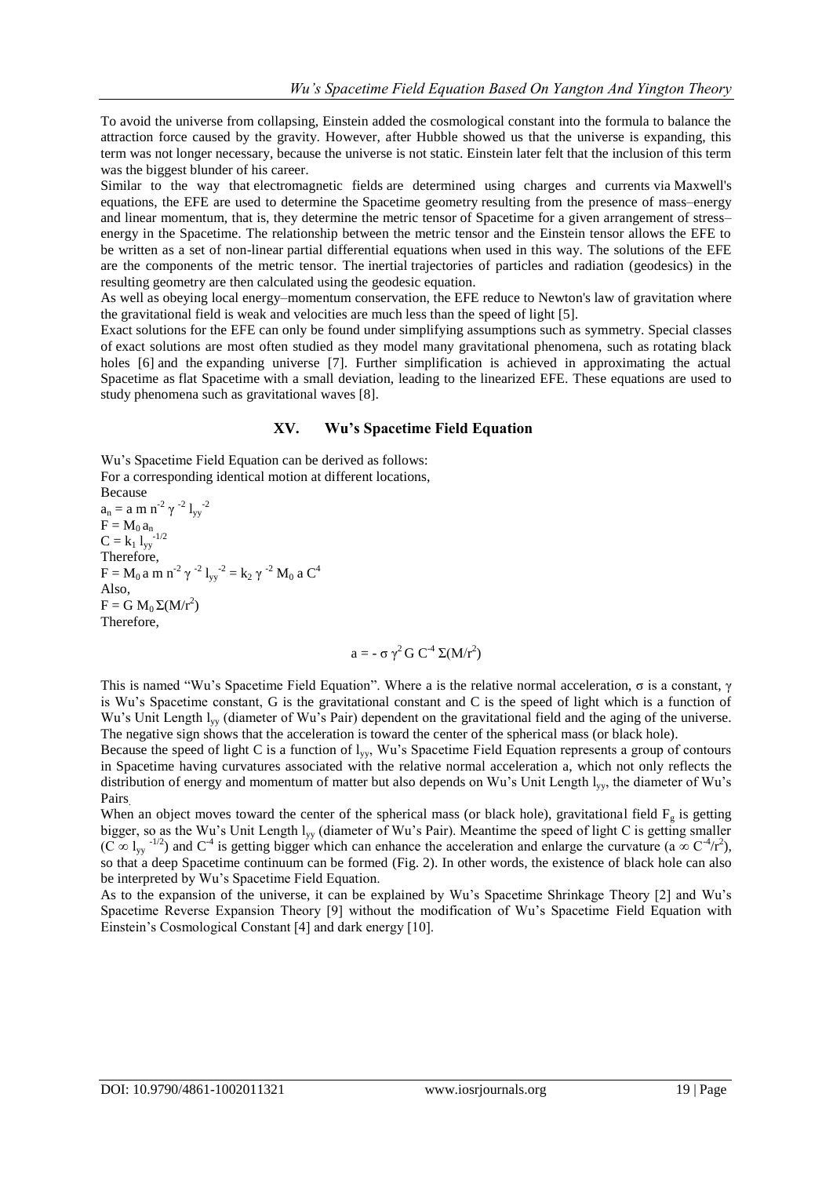To avoid the universe from collapsing, Einstein added the cosmological constant into the formula to balance the attraction force caused by the gravity. However, after Hubble showed us that the universe is expanding, this term was not longer necessary, because the universe is not static. Einstein later felt that the inclusion of this term was the biggest blunder of his career.

Similar to the way that electromagnetic fields are determined using charges and currents via Maxwell's equations, the EFE are used to determine the Spacetime geometry resulting from the presence of mass–energy and linear momentum, that is, they determine the metric tensor of Spacetime for a given arrangement of stress–energy in the Spacetime. The relationship between the metric tensor and the Einstein tensor allows the EFE to be written as a set of non-linear partial differential equations when used in this way. The solutions of the EFE are the components of the metric tensor. The inertial trajectories of particles and radiation (geodesics) in the resulting geometry are then calculated using the geodesic equation.

As well as obeying local energy–momentum conservation, the EFE reduce to Newton's law of gravitation where the gravitational field is weak and velocities are much less than the speed of light [5].

Exact solutions for the EFE can only be found under simplifying assumptions such as symmetry. Special classes of exact solutions are most often studied as they model many gravitational phenomena, such as rotating black holes [6] and the expanding universe [7]. Further simplification is achieved in approximating the actual Spacetime as flat Spacetime with a small deviation, leading to the linearized EFE. These equations are used to study phenomena such as gravitational waves [8].

## XV. Wu's Spacetime Field Equation

Wu's Spacetime Field Equation can be derived as follows:

For a corresponding identical motion at different locations,

Because

$a_n = a\ m\ n^{-2}\ \gamma^{-2}\ l_{yy}^{-2}$

$F = M_0\ a_n$

$C = k_1\ l_{yy}^{-1/2}$

Therefore,

$F = M_0\ a\ m\ n^{-2}\ \gamma^{-2}\ l_{yy}^{-2} = k_2\ \gamma^{-2}\ M_0\ a\ C^4$

Also,

$F = G\ M_0\ \Sigma(M/r^2)$

Therefore,

$$a = -\ \sigma\ \gamma^2\ G\ C^{-4}\ \Sigma(M/r^2)$$

This is named "Wu's Spacetime Field Equation". Where a is the relative normal acceleration, $\sigma$ is a constant, $\gamma$ is Wu's Spacetime constant, G is the gravitational constant and C is the speed of light which is a function of Wu's Unit Length $l_{yy}$ (diameter of Wu's Pair) dependent on the gravitational field and the aging of the universe. The negative sign shows that the acceleration is toward the center of the spherical mass (or black hole).

Because the speed of light C is a function of $l_{yy}$, Wu's Spacetime Field Equation represents a group of contours in Spacetime having curvatures associated with the relative normal acceleration a, which not only reflects the distribution of energy and momentum of matter but also depends on Wu's Unit Length $l_{yy}$, the diameter of Wu's Pairs.

When an object moves toward the center of the spherical mass (or black hole), gravitational field $F_g$ is getting bigger, so as the Wu's Unit Length $l_{yy}$ (diameter of Wu's Pair). Meantime the speed of light C is getting smaller ($C \propto l_{yy}^{-1/2}$) and $C^{-4}$ is getting bigger which can enhance the acceleration and enlarge the curvature ($a \propto C^{-4}/r^2$), so that a deep Spacetime continuum can be formed (Fig. 2). In other words, the existence of black hole can also be interpreted by Wu's Spacetime Field Equation.

As to the expansion of the universe, it can be explained by Wu's Spacetime Shrinkage Theory [2] and Wu's Spacetime Reverse Expansion Theory [9] without the modification of Wu's Spacetime Field Equation with Einstein's Cosmological Constant [4] and dark energy [10].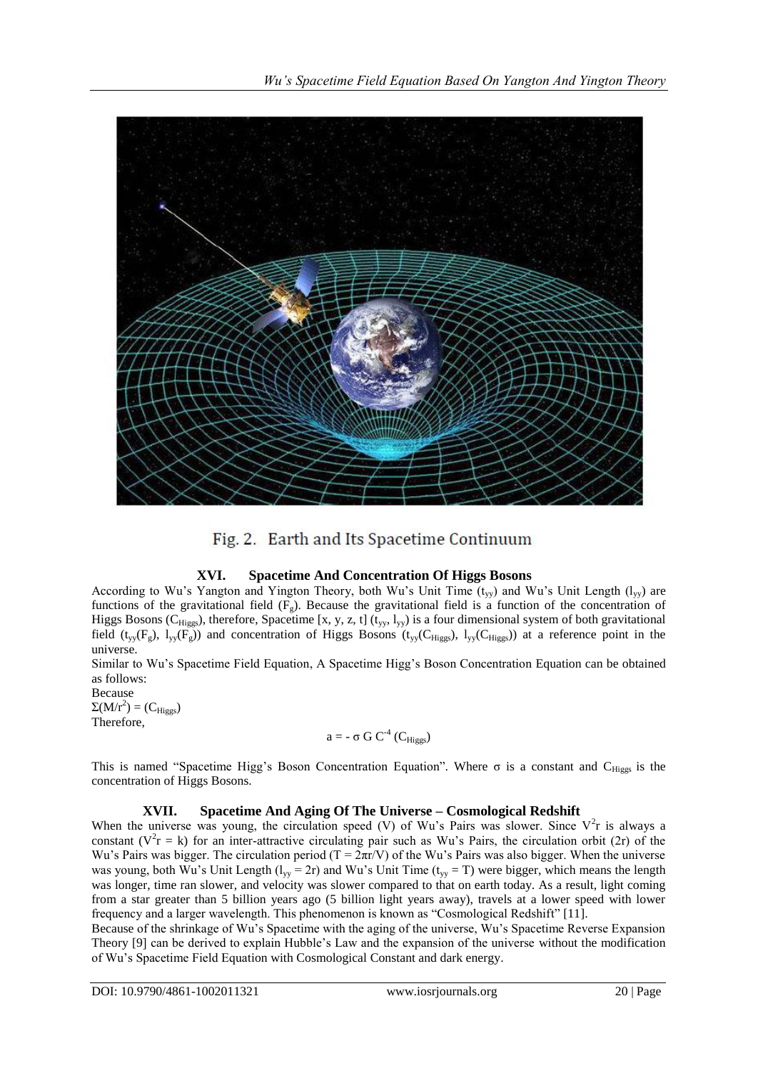Fig. 2. Earth and Its Spacetime Continuum

## XVI. Spacetime And Concentration Of Higgs Bosons

According to Wu's Yangton and Yington Theory, both Wu's Unit Time ($t_{yy}$) and Wu's Unit Length ($l_{yy}$) are functions of the gravitational field ($F_g$). Because the gravitational field is a function of the concentration of Higgs Bosons ($C_{Higgs}$), therefore, Spacetime [x, y, z, t] ($t_{yy}$, $l_{yy}$) is a four dimensional system of both gravitational field ($t_{yy}(F_g)$, $l_{yy}(F_g)$) and concentration of Higgs Bosons ($t_{yy}(C_{Higgs})$, $l_{yy}(C_{Higgs})$) at a reference point in the universe.

Similar to Wu's Spacetime Field Equation, A Spacetime Higg's Boson Concentration Equation can be obtained as follows:

Because

$\Sigma(M/r^2) = (C_{Higgs})$

Therefore,

$$a = - \sigma G C^{-4} (C_{Higgs})$$

This is named "Spacetime Higg's Boson Concentration Equation". Where $\sigma$ is a constant and $C_{Higgs}$ is the concentration of Higgs Bosons.

## XVII. Spacetime And Aging Of The Universe – Cosmological Redshift

When the universe was young, the circulation speed (V) of Wu's Pairs was slower. Since $V^2r$ is always a constant ($V^2r = k$) for an inter-attractive circulating pair such as Wu's Pairs, the circulation orbit (2r) of the Wu's Pairs was bigger. The circulation period ($T = 2\pi r/V$) of the Wu's Pairs was also bigger. When the universe was young, both Wu's Unit Length ($l_{yy} = 2r$) and Wu's Unit Time ($t_{yy} = T$) were bigger, which means the length was longer, time ran slower, and velocity was slower compared to that on earth today. As a result, light coming from a star greater than 5 billion years ago (5 billion light years away), travels at a lower speed with lower frequency and a larger wavelength. This phenomenon is known as "Cosmological Redshift" [11].

Because of the shrinkage of Wu's Spacetime with the aging of the universe, Wu's Spacetime Reverse Expansion Theory [9] can be derived to explain Hubble's Law and the expansion of the universe without the modification of Wu's Spacetime Field Equation with Cosmological Constant and dark energy.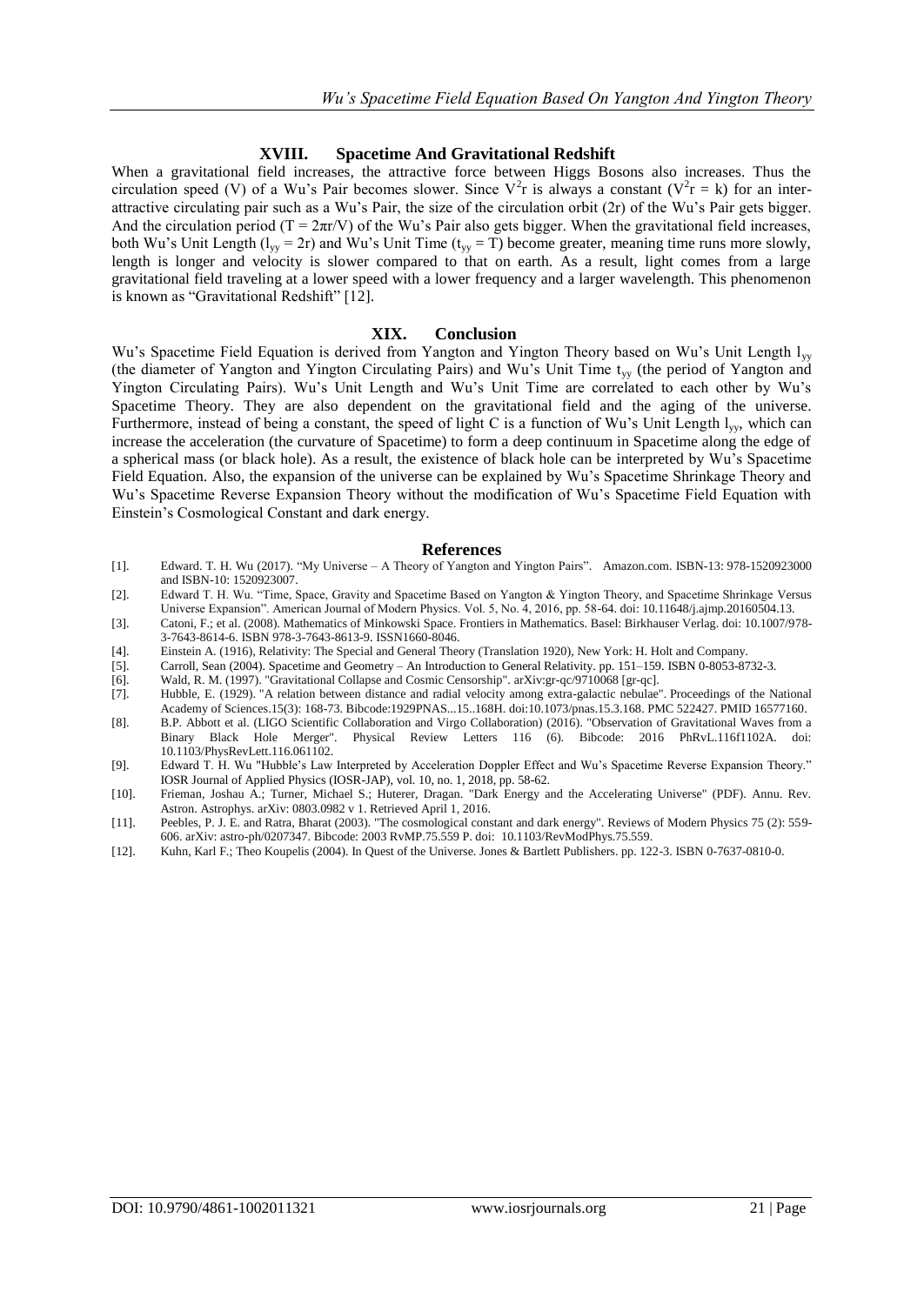## XVIII. Spacetime And Gravitational Redshift

When a gravitational field increases, the attractive force between Higgs Bosons also increases. Thus the circulation speed (V) of a Wu's Pair becomes slower. Since $V^2r$ is always a constant ($V^2r = k$) for an inter-attractive circulating pair such as a Wu's Pair, the size of the circulation orbit (2r) of the Wu's Pair gets bigger. And the circulation period ($T = 2\pi r/V$) of the Wu's Pair also gets bigger. When the gravitational field increases, both Wu's Unit Length ($l_{yy} = 2r$) and Wu's Unit Time ($t_{yy} = T$) become greater, meaning time runs more slowly, length is longer and velocity is slower compared to that on earth. As a result, light comes from a large gravitational field traveling at a lower speed with a lower frequency and a larger wavelength. This phenomenon is known as "Gravitational Redshift" [12].

## XIX. Conclusion

Wu's Spacetime Field Equation is derived from Yangton and Yington Theory based on Wu's Unit Length $l_{yy}$ (the diameter of Yangton and Yington Circulating Pairs) and Wu's Unit Time $t_{yy}$ (the period of Yangton and Yington Circulating Pairs). Wu's Unit Length and Wu's Unit Time are correlated to each other by Wu's Spacetime Theory. They are also dependent on the gravitational field and the aging of the universe. Furthermore, instead of being a constant, the speed of light C is a function of Wu's Unit Length $l_{yy}$, which can increase the acceleration (the curvature of Spacetime) to form a deep continuum in Spacetime along the edge of a spherical mass (or black hole). As a result, the existence of black hole can be interpreted by Wu's Spacetime Field Equation. Also, the expansion of the universe can be explained by Wu's Spacetime Shrinkage Theory and Wu's Spacetime Reverse Expansion Theory without the modification of Wu's Spacetime Field Equation with Einstein's Cosmological Constant and dark energy.

## References

[1]. Edward. T. H. Wu (2017). "My Universe – A Theory of Yangton and Yington Pairs". Amazon.com. ISBN-13: 978-1520923000 and ISBN-10: 1520923007.

[2]. Edward T. H. Wu. "Time, Space, Gravity and Spacetime Based on Yangton & Yington Theory, and Spacetime Shrinkage Versus Universe Expansion". American Journal of Modern Physics. Vol. 5, No. 4, 2016, pp. 58-64. doi: 10.11648/j.ajmp.20160504.13.

[3]. Catoni, F.; et al. (2008). Mathematics of Minkowski Space. Frontiers in Mathematics. Basel: Birkhauser Verlag. doi: 10.1007/978-3-7643-8614-6. ISBN 978-3-7643-8613-9. ISSN1660-8046.

[4]. Einstein A. (1916), Relativity: The Special and General Theory (Translation 1920), New York: H. Holt and Company.

[5]. Carroll, Sean (2004). Spacetime and Geometry – An Introduction to General Relativity. pp. 151–159. ISBN 0-8053-8732-3.

[6]. Wald, R. M. (1997). "Gravitational Collapse and Cosmic Censorship". arXiv:gr-qc/9710068 [gr-qc].

[7]. Hubble, E. (1929). "A relation between distance and radial velocity among extra-galactic nebulae". Proceedings of the National Academy of Sciences.15(3): 168-73. Bibcode:1929PNAS...15..168H. doi:10.1073/pnas.15.3.168. PMC 522427. PMID 16577160.

[8]. B.P. Abbott et al. (LIGO Scientific Collaboration and Virgo Collaboration) (2016). "Observation of Gravitational Waves from a Binary Black Hole Merger". Physical Review Letters 116 (6). Bibcode: 2016 PhRvL.116f1102A. doi: 10.1103/PhysRevLett.116.061102.

[9]. Edward T. H. Wu "Hubble's Law Interpreted by Acceleration Doppler Effect and Wu's Spacetime Reverse Expansion Theory." IOSR Journal of Applied Physics (IOSR-JAP), vol. 10, no. 1, 2018, pp. 58-62.

[10]. Frieman, Joshau A.; Turner, Michael S.; Huterer, Dragan. "Dark Energy and the Accelerating Universe" (PDF). Annu. Rev. Astron. Astrophys. arXiv: 0803.0982 v 1. Retrieved April 1, 2016.

[11]. Peebles, P. J. E. and Ratra, Bharat (2003). "The cosmological constant and dark energy". Reviews of Modern Physics 75 (2): 559-606. arXiv: astro-ph/0207347. Bibcode: 2003 RvMP.75.559 P. doi: 10.1103/RevModPhys.75.559.

[12]. Kuhn, Karl F.; Theo Koupelis (2004). In Quest of the Universe. Jones & Bartlett Publishers. pp. 122-3. ISBN 0-7637-0810-0.